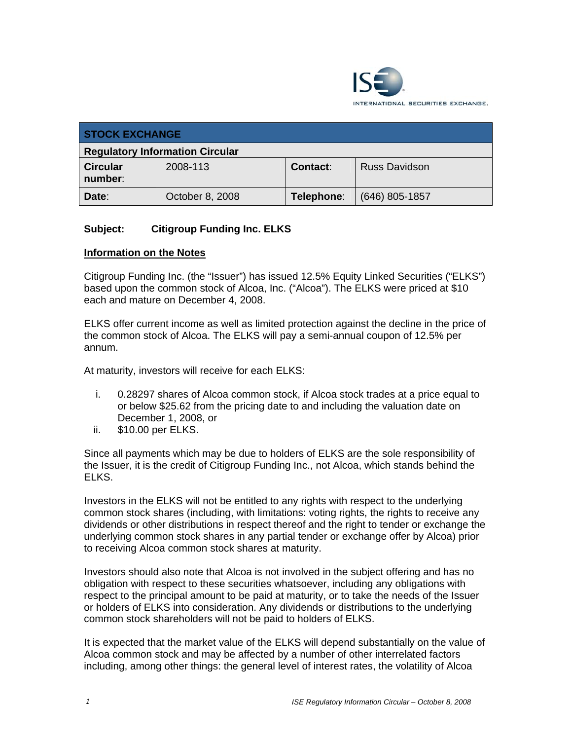| STOCK EXCHANGE | | | |
|---|---|---|---|
| **Regulatory Information Circular** | | | |
| **Circular number**: | 2008-113 | **Contact**: | Russ Davidson |
| **Date**: | October 8, 2008 | **Telephone**: | (646) 805-1857 |

**Subject: Citigroup Funding Inc. ELKS**

**Information on the Notes**

Citigroup Funding Inc. (the "Issuer") has issued 12.5% Equity Linked Securities ("ELKS") based upon the common stock of Alcoa, Inc. ("Alcoa"). The ELKS were priced at $10 each and mature on December 4, 2008.

ELKS offer current income as well as limited protection against the decline in the price of the common stock of Alcoa. The ELKS will pay a semi-annual coupon of 12.5% per annum.

At maturity, investors will receive for each ELKS:

i. 0.28297 shares of Alcoa common stock, if Alcoa stock trades at a price equal to or below $25.62 from the pricing date to and including the valuation date on December 1, 2008, or
ii. $10.00 per ELKS.

Since all payments which may be due to holders of ELKS are the sole responsibility of the Issuer, it is the credit of Citigroup Funding Inc., not Alcoa, which stands behind the ELKS.

Investors in the ELKS will not be entitled to any rights with respect to the underlying common stock shares (including, with limitations: voting rights, the rights to receive any dividends or other distributions in respect thereof and the right to tender or exchange the underlying common stock shares in any partial tender or exchange offer by Alcoa) prior to receiving Alcoa common stock shares at maturity.

Investors should also note that Alcoa is not involved in the subject offering and has no obligation with respect to these securities whatsoever, including any obligations with respect to the principal amount to be paid at maturity, or to take the needs of the Issuer or holders of ELKS into consideration. Any dividends or distributions to the underlying common stock shareholders will not be paid to holders of ELKS.

It is expected that the market value of the ELKS will depend substantially on the value of Alcoa common stock and may be affected by a number of other interrelated factors including, among other things: the general level of interest rates, the volatility of Alcoa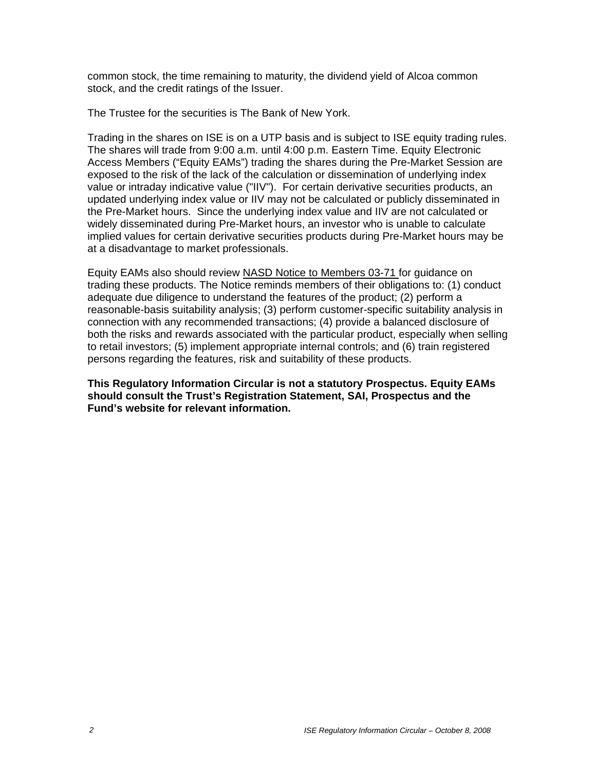common stock, the time remaining to maturity, the dividend yield of Alcoa common stock, and the credit ratings of the Issuer.

The Trustee for the securities is The Bank of New York.

Trading in the shares on ISE is on a UTP basis and is subject to ISE equity trading rules. The shares will trade from 9:00 a.m. until 4:00 p.m. Eastern Time. Equity Electronic Access Members ("Equity EAMs") trading the shares during the Pre-Market Session are exposed to the risk of the lack of the calculation or dissemination of underlying index value or intraday indicative value ("IIV"). For certain derivative securities products, an updated underlying index value or IIV may not be calculated or publicly disseminated in the Pre-Market hours. Since the underlying index value and IIV are not calculated or widely disseminated during Pre-Market hours, an investor who is unable to calculate implied values for certain derivative securities products during Pre-Market hours may be at a disadvantage to market professionals.

Equity EAMs also should review NASD Notice to Members 03-71 for guidance on trading these products. The Notice reminds members of their obligations to: (1) conduct adequate due diligence to understand the features of the product; (2) perform a reasonable-basis suitability analysis; (3) perform customer-specific suitability analysis in connection with any recommended transactions; (4) provide a balanced disclosure of both the risks and rewards associated with the particular product, especially when selling to retail investors; (5) implement appropriate internal controls; and (6) train registered persons regarding the features, risk and suitability of these products.

**This Regulatory Information Circular is not a statutory Prospectus. Equity EAMs should consult the Trust's Registration Statement, SAI, Prospectus and the Fund's website for relevant information.**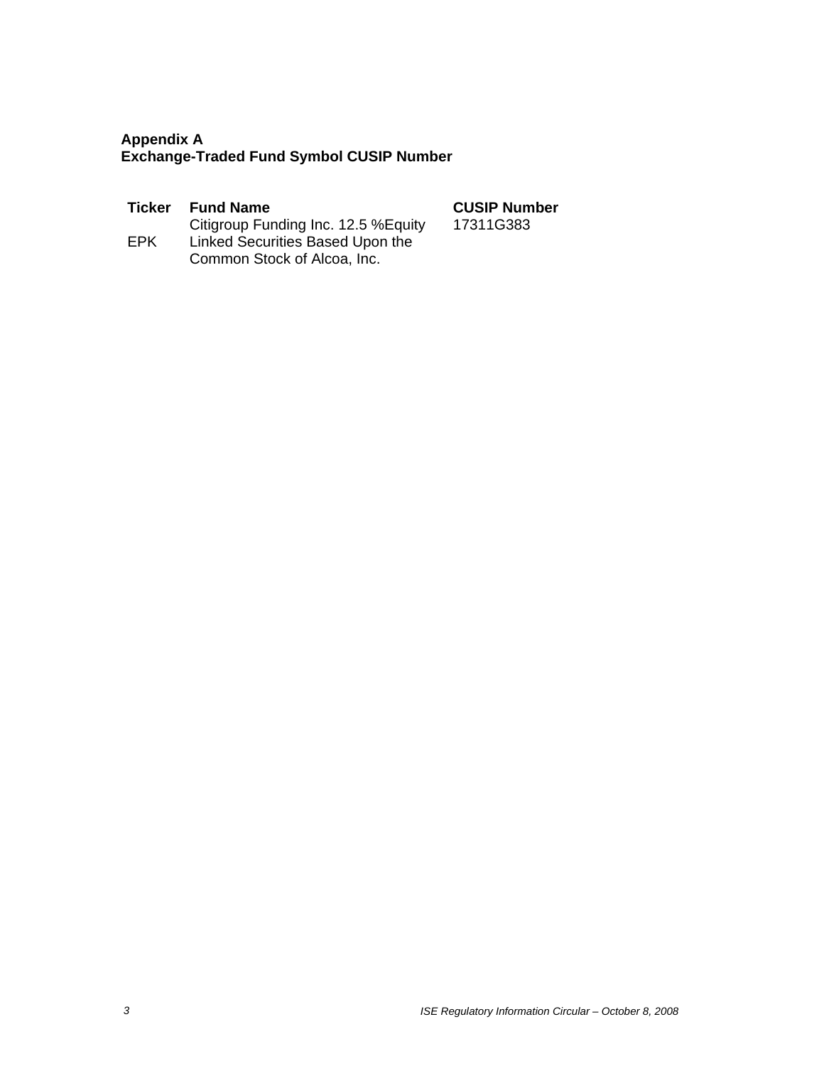**Appendix A**
**Exchange-Traded Fund Symbol CUSIP Number**

| Ticker | Fund Name | CUSIP Number |
|---|---|---|
| EPK | Citigroup Funding Inc. 12.5 %Equity Linked Securities Based Upon the Common Stock of Alcoa, Inc. | 17311G383 |